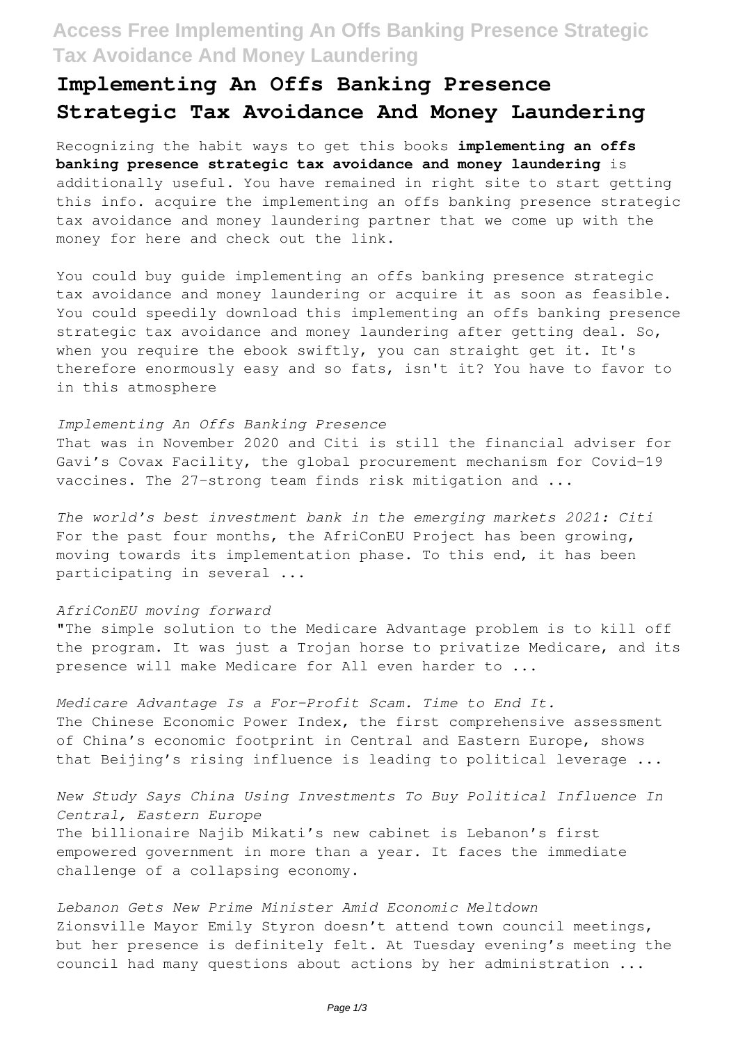# Implementing An Offs Banking Presence Strategic Tax Avoidance And Money Laundering

Recognizing the habit ways to get this books **implementing an offs banking presence strategic tax avoidance and money laundering** is additionally useful. You have remained in right site to start getting this info. acquire the implementing an offs banking presence strategic tax avoidance and money laundering partner that we come up with the money for here and check out the link.

You could buy guide implementing an offs banking presence strategic tax avoidance and money laundering or acquire it as soon as feasible. You could speedily download this implementing an offs banking presence strategic tax avoidance and money laundering after getting deal. So, when you require the ebook swiftly, you can straight get it. It's therefore enormously easy and so fats, isn't it? You have to favor to in this atmosphere

*Implementing An Offs Banking Presence*

That was in November 2020 and Citi is still the financial adviser for Gavi's Covax Facility, the global procurement mechanism for Covid-19 vaccines. The 27-strong team finds risk mitigation and ...

*The world's best investment bank in the emerging markets 2021: Citi*

For the past four months, the AfriConEU Project has been growing, moving towards its implementation phase. To this end, it has been participating in several ...

*AfriConEU moving forward*

"The simple solution to the Medicare Advantage problem is to kill off the program. It was just a Trojan horse to privatize Medicare, and its presence will make Medicare for All even harder to ...

*Medicare Advantage Is a For-Profit Scam. Time to End It.*

The Chinese Economic Power Index, the first comprehensive assessment of China's economic footprint in Central and Eastern Europe, shows that Beijing's rising influence is leading to political leverage ...

*New Study Says China Using Investments To Buy Political Influence In Central, Eastern Europe*

The billionaire Najib Mikati's new cabinet is Lebanon's first empowered government in more than a year. It faces the immediate challenge of a collapsing economy.

*Lebanon Gets New Prime Minister Amid Economic Meltdown*

Zionsville Mayor Emily Styron doesn't attend town council meetings, but her presence is definitely felt. At Tuesday evening's meeting the council had many questions about actions by her administration ...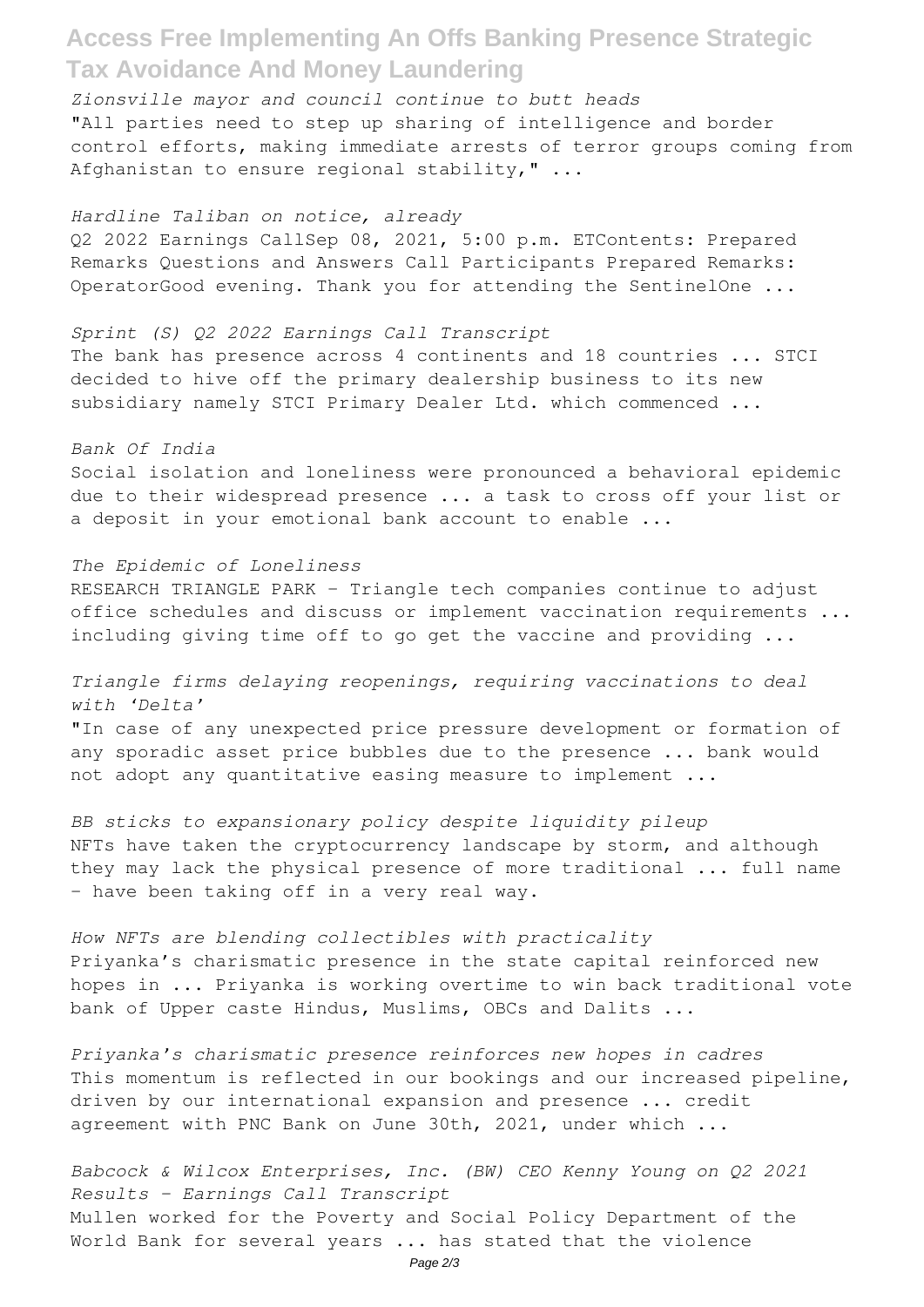*Zionsville mayor and council continue to butt heads*
"All parties need to step up sharing of intelligence and border control efforts, making immediate arrests of terror groups coming from Afghanistan to ensure regional stability," ...

*Hardline Taliban on notice, already*
Q2 2022 Earnings CallSep 08, 2021, 5:00 p.m. ETContents: Prepared Remarks Questions and Answers Call Participants Prepared Remarks: OperatorGood evening. Thank you for attending the SentinelOne ...

*Sprint (S) Q2 2022 Earnings Call Transcript*
The bank has presence across 4 continents and 18 countries ... STCI decided to hive off the primary dealership business to its new subsidiary namely STCI Primary Dealer Ltd. which commenced ...

*Bank Of India*
Social isolation and loneliness were pronounced a behavioral epidemic due to their widespread presence ... a task to cross off your list or a deposit in your emotional bank account to enable ...

*The Epidemic of Loneliness*
RESEARCH TRIANGLE PARK – Triangle tech companies continue to adjust office schedules and discuss or implement vaccination requirements ... including giving time off to go get the vaccine and providing ...

*Triangle firms delaying reopenings, requiring vaccinations to deal with 'Delta'*
"In case of any unexpected price pressure development or formation of any sporadic asset price bubbles due to the presence ... bank would not adopt any quantitative easing measure to implement ...

*BB sticks to expansionary policy despite liquidity pileup*
NFTs have taken the cryptocurrency landscape by storm, and although they may lack the physical presence of more traditional ... full name – have been taking off in a very real way.

*How NFTs are blending collectibles with practicality*
Priyanka's charismatic presence in the state capital reinforced new hopes in ... Priyanka is working overtime to win back traditional vote bank of Upper caste Hindus, Muslims, OBCs and Dalits ...

*Priyanka's charismatic presence reinforces new hopes in cadres*
This momentum is reflected in our bookings and our increased pipeline, driven by our international expansion and presence ... credit agreement with PNC Bank on June 30th, 2021, under which ...

*Babcock & Wilcox Enterprises, Inc. (BW) CEO Kenny Young on Q2 2021 Results - Earnings Call Transcript*
Mullen worked for the Poverty and Social Policy Department of the World Bank for several years ... has stated that the violence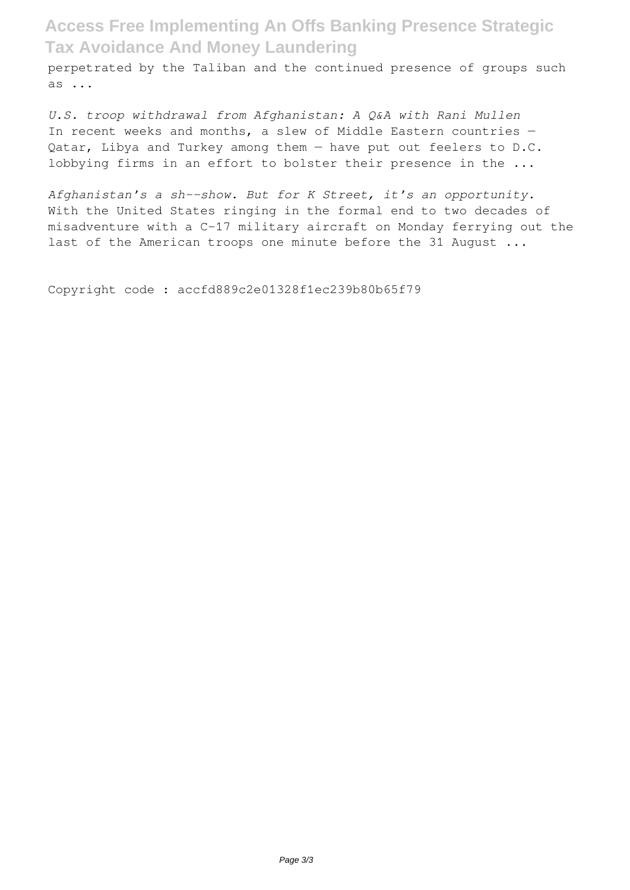perpetrated by the Taliban and the continued presence of groups such as ...

*U.S. troop withdrawal from Afghanistan: A Q&A with Rani Mullen*
In recent weeks and months, a slew of Middle Eastern countries — Qatar, Libya and Turkey among them — have put out feelers to D.C. lobbying firms in an effort to bolster their presence in the ...

*Afghanistan's a sh--show. But for K Street, it's an opportunity.*
With the United States ringing in the formal end to two decades of misadventure with a C-17 military aircraft on Monday ferrying out the last of the American troops one minute before the 31 August ...

Copyright code : accfd889c2e01328f1ec239b80b65f79